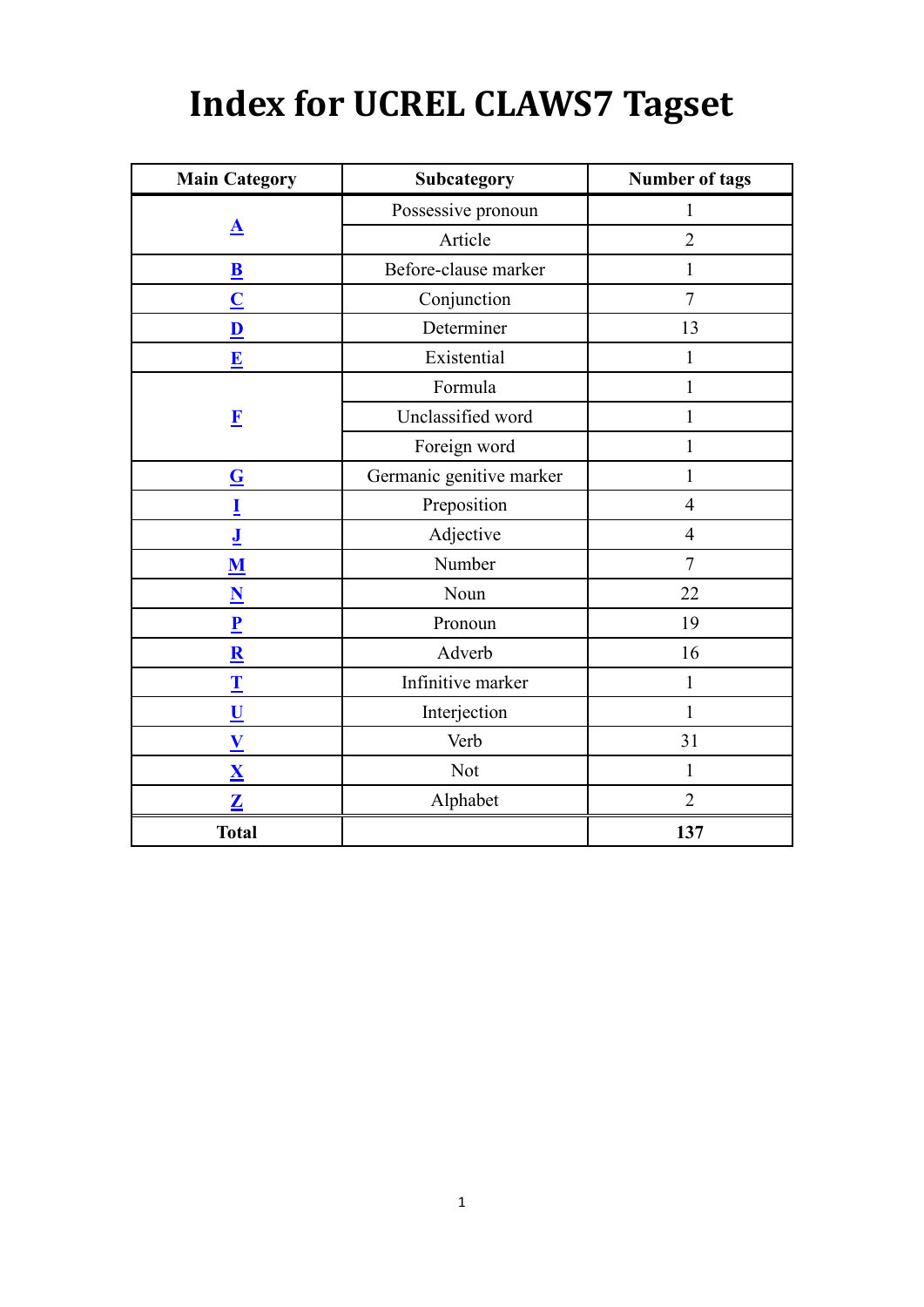# Index for UCREL CLAWS7 Tagset

| Main Category | Subcategory | Number of tags |
|---|---|---|
| A | Possessive pronoun | 1 |
| | Article | 2 |
| B | Before-clause marker | 1 |
| C | Conjunction | 7 |
| D | Determiner | 13 |
| E | Existential | 1 |
| F | Formula | 1 |
| | Unclassified word | 1 |
| | Foreign word | 1 |
| G | Germanic genitive marker | 1 |
| I | Preposition | 4 |
| J | Adjective | 4 |
| M | Number | 7 |
| N | Noun | 22 |
| P | Pronoun | 19 |
| R | Adverb | 16 |
| T | Infinitive marker | 1 |
| U | Interjection | 1 |
| V | Verb | 31 |
| X | Not | 1 |
| Z | Alphabet | 2 |
| **Total** | | **137** |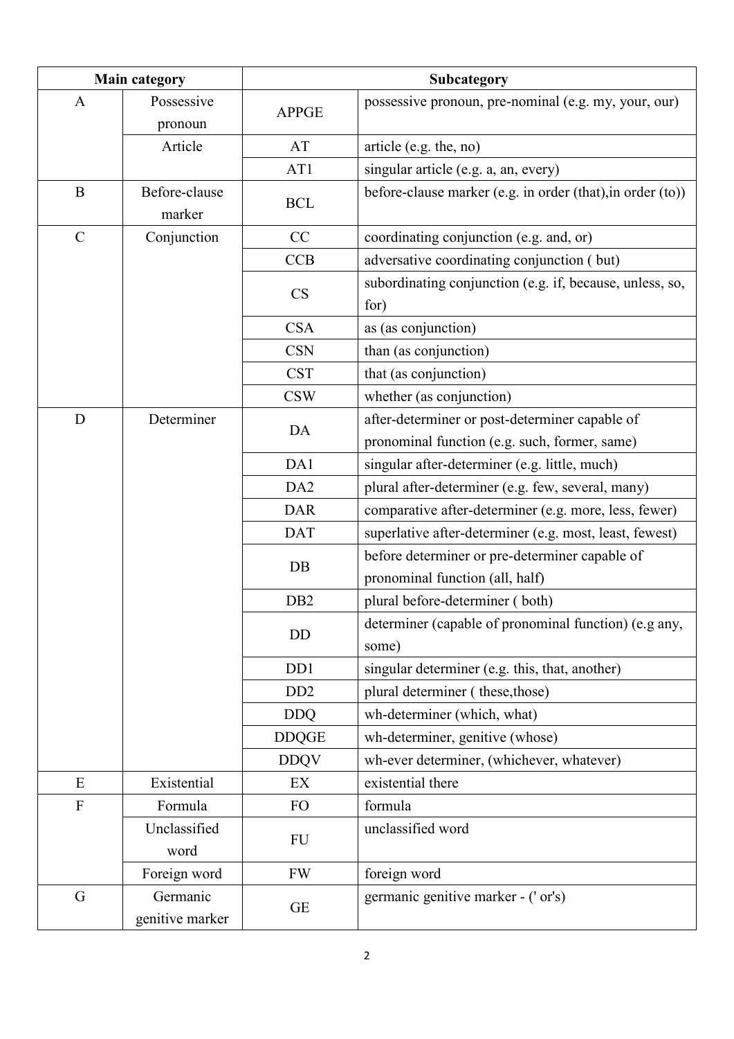| Main category | | Subcategory | |
|---|---|---|---|
| A | Possessive pronoun | APPGE | possessive pronoun, pre-nominal (e.g. my, your, our) |
| | Article | AT | article (e.g. the, no) |
| | | AT1 | singular article (e.g. a, an, every) |
| B | Before-clause marker | BCL | before-clause marker (e.g. in order (that),in order (to)) |
| C | Conjunction | CC | coordinating conjunction (e.g. and, or) |
| | | CCB | adversative coordinating conjunction ( but) |
| | | CS | subordinating conjunction (e.g. if, because, unless, so, for) |
| | | CSA | as (as conjunction) |
| | | CSN | than (as conjunction) |
| | | CST | that (as conjunction) |
| | | CSW | whether (as conjunction) |
| D | Determiner | DA | after-determiner or post-determiner capable of pronominal function (e.g. such, former, same) |
| | | DA1 | singular after-determiner (e.g. little, much) |
| | | DA2 | plural after-determiner (e.g. few, several, many) |
| | | DAR | comparative after-determiner (e.g. more, less, fewer) |
| | | DAT | superlative after-determiner (e.g. most, least, fewest) |
| | | DB | before determiner or pre-determiner capable of pronominal function (all, half) |
| | | DB2 | plural before-determiner ( both) |
| | | DD | determiner (capable of pronominal function) (e.g any, some) |
| | | DD1 | singular determiner (e.g. this, that, another) |
| | | DD2 | plural determiner ( these,those) |
| | | DDQ | wh-determiner (which, what) |
| | | DDQGE | wh-determiner, genitive (whose) |
| | | DDQV | wh-ever determiner, (whichever, whatever) |
| E | Existential | EX | existential there |
| F | Formula | FO | formula |
| | Unclassified word | FU | unclassified word |
| | Foreign word | FW | foreign word |
| G | Germanic genitive marker | GE | germanic genitive marker - (' or's) |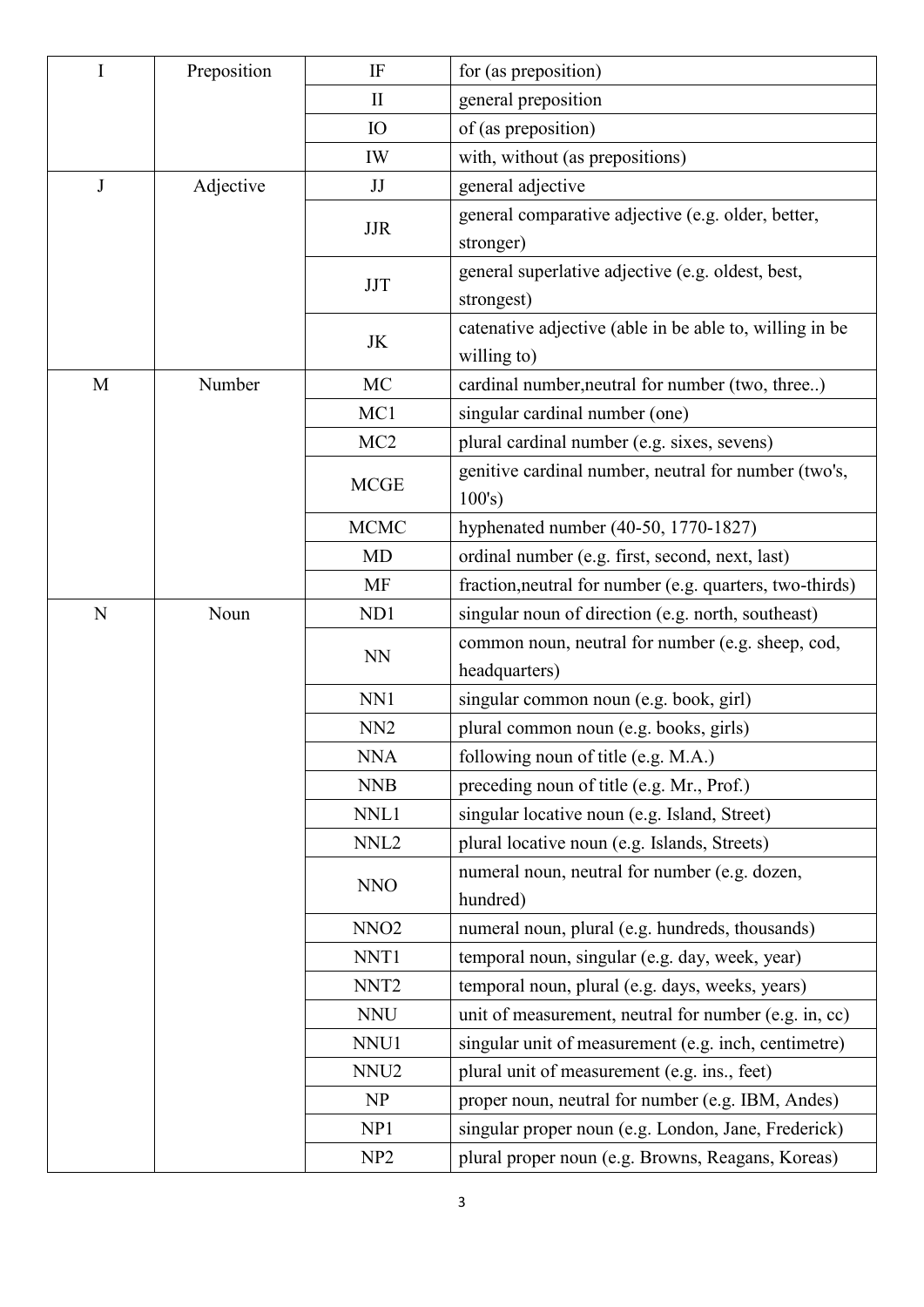| | | | |
|---|---|---|---|
| I | Preposition | IF | for (as preposition) |
| | | II | general preposition |
| | | IO | of (as preposition) |
| | | IW | with, without (as prepositions) |
| J | Adjective | JJ | general adjective |
| | | JJR | general comparative adjective (e.g. older, better, stronger) |
| | | JJT | general superlative adjective (e.g. oldest, best, strongest) |
| | | JK | catenative adjective (able in be able to, willing in be willing to) |
| M | Number | MC | cardinal number,neutral for number (two, three..) |
| | | MC1 | singular cardinal number (one) |
| | | MC2 | plural cardinal number (e.g. sixes, sevens) |
| | | MCGE | genitive cardinal number, neutral for number (two's, 100's) |
| | | MCMC | hyphenated number (40-50, 1770-1827) |
| | | MD | ordinal number (e.g. first, second, next, last) |
| | | MF | fraction,neutral for number (e.g. quarters, two-thirds) |
| N | Noun | ND1 | singular noun of direction (e.g. north, southeast) |
| | | NN | common noun, neutral for number (e.g. sheep, cod, headquarters) |
| | | NN1 | singular common noun (e.g. book, girl) |
| | | NN2 | plural common noun (e.g. books, girls) |
| | | NNA | following noun of title (e.g. M.A.) |
| | | NNB | preceding noun of title (e.g. Mr., Prof.) |
| | | NNL1 | singular locative noun (e.g. Island, Street) |
| | | NNL2 | plural locative noun (e.g. Islands, Streets) |
| | | NNO | numeral noun, neutral for number (e.g. dozen, hundred) |
| | | NNO2 | numeral noun, plural (e.g. hundreds, thousands) |
| | | NNT1 | temporal noun, singular (e.g. day, week, year) |
| | | NNT2 | temporal noun, plural (e.g. days, weeks, years) |
| | | NNU | unit of measurement, neutral for number (e.g. in, cc) |
| | | NNU1 | singular unit of measurement (e.g. inch, centimetre) |
| | | NNU2 | plural unit of measurement (e.g. ins., feet) |
| | | NP | proper noun, neutral for number (e.g. IBM, Andes) |
| | | NP1 | singular proper noun (e.g. London, Jane, Frederick) |
| | | NP2 | plural proper noun (e.g. Browns, Reagans, Koreas) |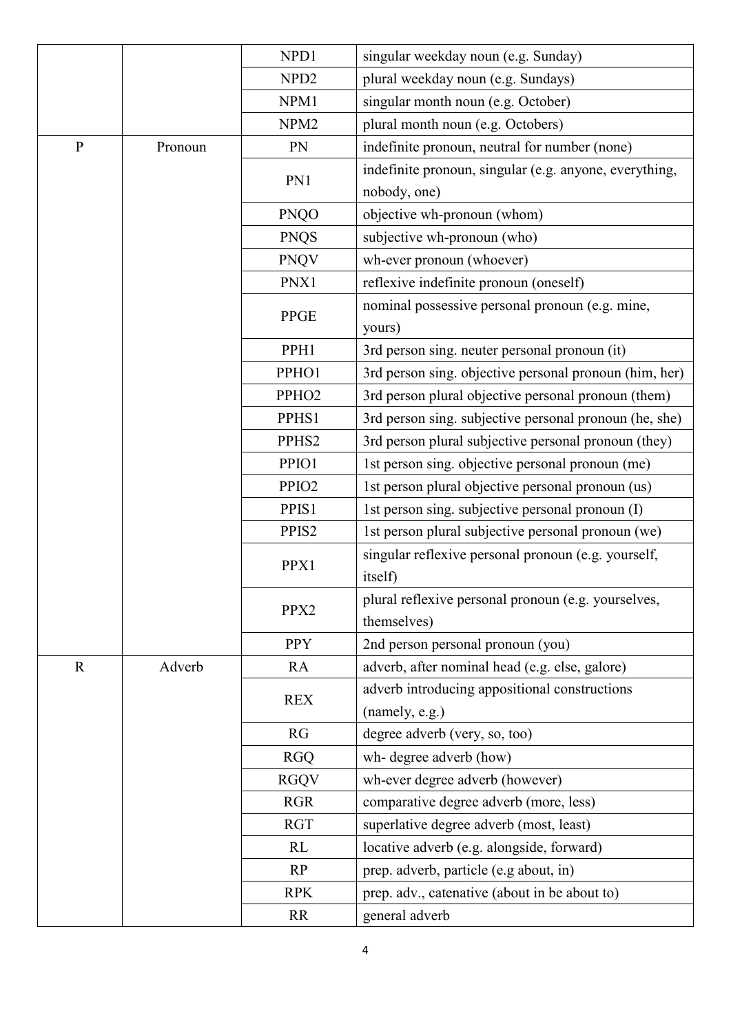| | | | |
|---|---|---|---|
| | | NPD1 | singular weekday noun (e.g. Sunday) |
| | | NPD2 | plural weekday noun (e.g. Sundays) |
| | | NPM1 | singular month noun (e.g. October) |
| | | NPM2 | plural month noun (e.g. Octobers) |
| P | Pronoun | PN | indefinite pronoun, neutral for number (none) |
| | | PN1 | indefinite pronoun, singular (e.g. anyone, everything, nobody, one) |
| | | PNQO | objective wh-pronoun (whom) |
| | | PNQS | subjective wh-pronoun (who) |
| | | PNQV | wh-ever pronoun (whoever) |
| | | PNX1 | reflexive indefinite pronoun (oneself) |
| | | PPGE | nominal possessive personal pronoun (e.g. mine, yours) |
| | | PPH1 | 3rd person sing. neuter personal pronoun (it) |
| | | PPHO1 | 3rd person sing. objective personal pronoun (him, her) |
| | | PPHO2 | 3rd person plural objective personal pronoun (them) |
| | | PPHS1 | 3rd person sing. subjective personal pronoun (he, she) |
| | | PPHS2 | 3rd person plural subjective personal pronoun (they) |
| | | PPIO1 | 1st person sing. objective personal pronoun (me) |
| | | PPIO2 | 1st person plural objective personal pronoun (us) |
| | | PPIS1 | 1st person sing. subjective personal pronoun (I) |
| | | PPIS2 | 1st person plural subjective personal pronoun (we) |
| | | PPX1 | singular reflexive personal pronoun (e.g. yourself, itself) |
| | | PPX2 | plural reflexive personal pronoun (e.g. yourselves, themselves) |
| | | PPY | 2nd person personal pronoun (you) |
| R | Adverb | RA | adverb, after nominal head (e.g. else, galore) |
| | | REX | adverb introducing appositional constructions (namely, e.g.) |
| | | RG | degree adverb (very, so, too) |
| | | RGQ | wh- degree adverb (how) |
| | | RGQV | wh-ever degree adverb (however) |
| | | RGR | comparative degree adverb (more, less) |
| | | RGT | superlative degree adverb (most, least) |
| | | RL | locative adverb (e.g. alongside, forward) |
| | | RP | prep. adverb, particle (e.g about, in) |
| | | RPK | prep. adv., catenative (about in be about to) |
| | | RR | general adverb |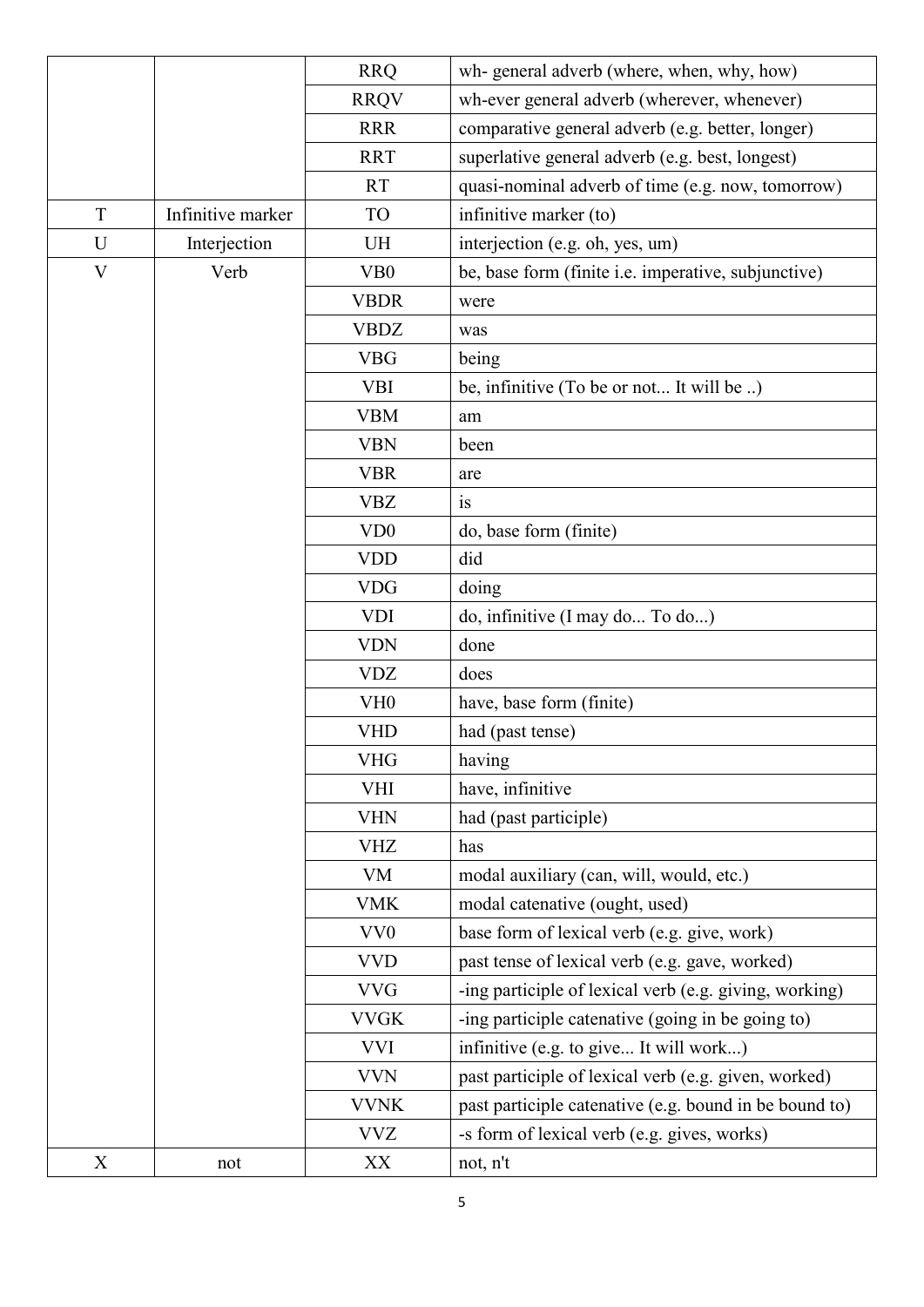| | | RRQ | wh- general adverb (where, when, why, how) |
|---|---|---|---|
| | | RRQV | wh-ever general adverb (wherever, whenever) |
| | | RRR | comparative general adverb (e.g. better, longer) |
| | | RRT | superlative general adverb (e.g. best, longest) |
| | | RT | quasi-nominal adverb of time (e.g. now, tomorrow) |
| T | Infinitive marker | TO | infinitive marker (to) |
| U | Interjection | UH | interjection (e.g. oh, yes, um) |
| V | Verb | VB0 | be, base form (finite i.e. imperative, subjunctive) |
| | | VBDR | were |
| | | VBDZ | was |
| | | VBG | being |
| | | VBI | be, infinitive (To be or not... It will be ..) |
| | | VBM | am |
| | | VBN | been |
| | | VBR | are |
| | | VBZ | is |
| | | VD0 | do, base form (finite) |
| | | VDD | did |
| | | VDG | doing |
| | | VDI | do, infinitive (I may do... To do...) |
| | | VDN | done |
| | | VDZ | does |
| | | VH0 | have, base form (finite) |
| | | VHD | had (past tense) |
| | | VHG | having |
| | | VHI | have, infinitive |
| | | VHN | had (past participle) |
| | | VHZ | has |
| | | VM | modal auxiliary (can, will, would, etc.) |
| | | VMK | modal catenative (ought, used) |
| | | VV0 | base form of lexical verb (e.g. give, work) |
| | | VVD | past tense of lexical verb (e.g. gave, worked) |
| | | VVG | -ing participle of lexical verb (e.g. giving, working) |
| | | VVGK | -ing participle catenative (going in be going to) |
| | | VVI | infinitive (e.g. to give... It will work...) |
| | | VVN | past participle of lexical verb (e.g. given, worked) |
| | | VVNK | past participle catenative (e.g. bound in be bound to) |
| | | VVZ | -s form of lexical verb (e.g. gives, works) |
| X | not | XX | not, n't |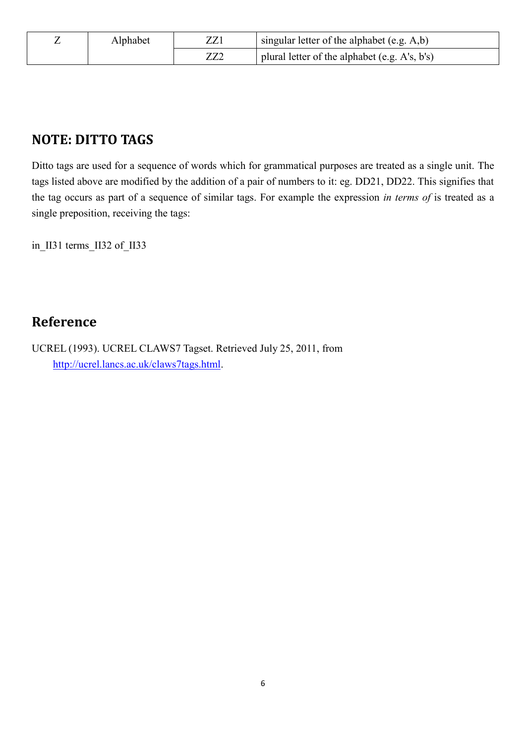| | | | |
|---|---|---|---|
| Z | Alphabet | ZZ1 | singular letter of the alphabet (e.g. A,b) |
| | | ZZ2 | plural letter of the alphabet (e.g. A's, b's) |

## NOTE: DITTO TAGS

Ditto tags are used for a sequence of words which for grammatical purposes are treated as a single unit. The tags listed above are modified by the addition of a pair of numbers to it: eg. DD21, DD22. This signifies that the tag occurs as part of a sequence of similar tags. For example the expression *in terms of* is treated as a single preposition, receiving the tags:

in_II31 terms_II32 of_II33

## Reference

UCREL (1993). UCREL CLAWS7 Tagset. Retrieved July 25, 2011, from http://ucrel.lancs.ac.uk/claws7tags.html.